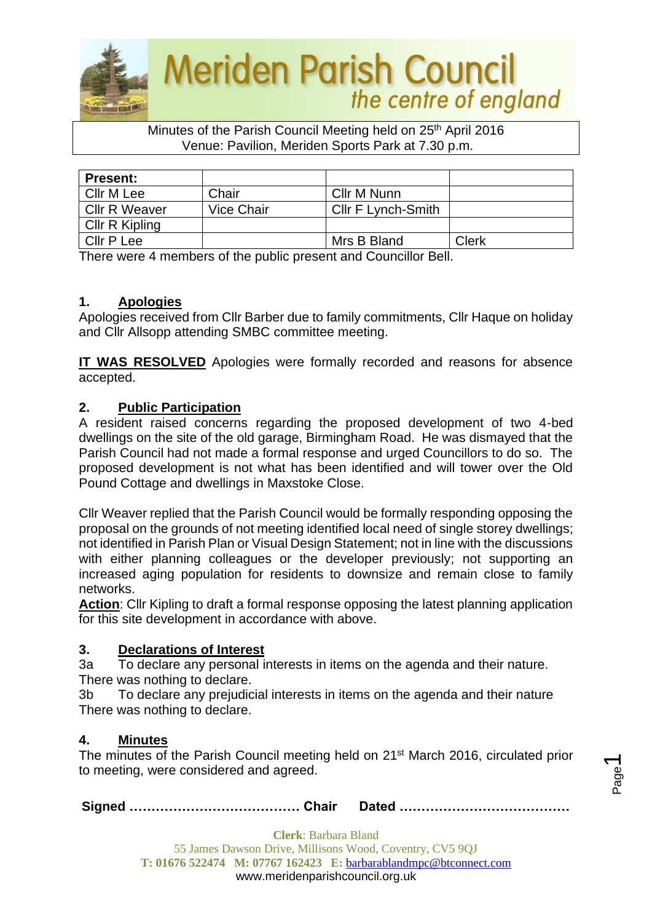# Meriden Parish Council
*the centre of england*

Minutes of the Parish Council Meeting held on 25th April 2016
Venue: Pavilion, Meriden Sports Park at 7.30 p.m.

| **Present:** | | | |
|---|---|---|---|
| Cllr M Lee | Chair | Cllr M Nunn | |
| Cllr R Weaver | Vice Chair | Cllr F Lynch-Smith | |
| Cllr R Kipling | | | |
| Cllr P Lee | | Mrs B Bland | Clerk |

There were 4 members of the public present and Councillor Bell.

## 1. Apologies

Apologies received from Cllr Barber due to family commitments, Cllr Haque on holiday and Cllr Allsopp attending SMBC committee meeting.

**IT WAS RESOLVED** Apologies were formally recorded and reasons for absence accepted.

## 2. Public Participation

A resident raised concerns regarding the proposed development of two 4-bed dwellings on the site of the old garage, Birmingham Road. He was dismayed that the Parish Council had not made a formal response and urged Councillors to do so. The proposed development is not what has been identified and will tower over the Old Pound Cottage and dwellings in Maxstoke Close.

Cllr Weaver replied that the Parish Council would be formally responding opposing the proposal on the grounds of not meeting identified local need of single storey dwellings; not identified in Parish Plan or Visual Design Statement; not in line with the discussions with either planning colleagues or the developer previously; not supporting an increased aging population for residents to downsize and remain close to family networks.

**Action**: Cllr Kipling to draft a formal response opposing the latest planning application for this site development in accordance with above.

## 3. Declarations of Interest

3a To declare any personal interests in items on the agenda and their nature.
There was nothing to declare.

3b To declare any prejudicial interests in items on the agenda and their nature
There was nothing to declare.

## 4. Minutes

The minutes of the Parish Council meeting held on 21st March 2016, circulated prior to meeting, were considered and agreed.

**Signed ………………………………… Chair Dated …………………………………**

**Clerk**: Barbara Bland
55 James Dawson Drive, Millisons Wood, Coventry, CV5 9QJ
**T:** 01676 522474 **M:** 07767 162423 **E:** barbarablandmpc@btconnect.com
www.meridenparishcouncil.org.uk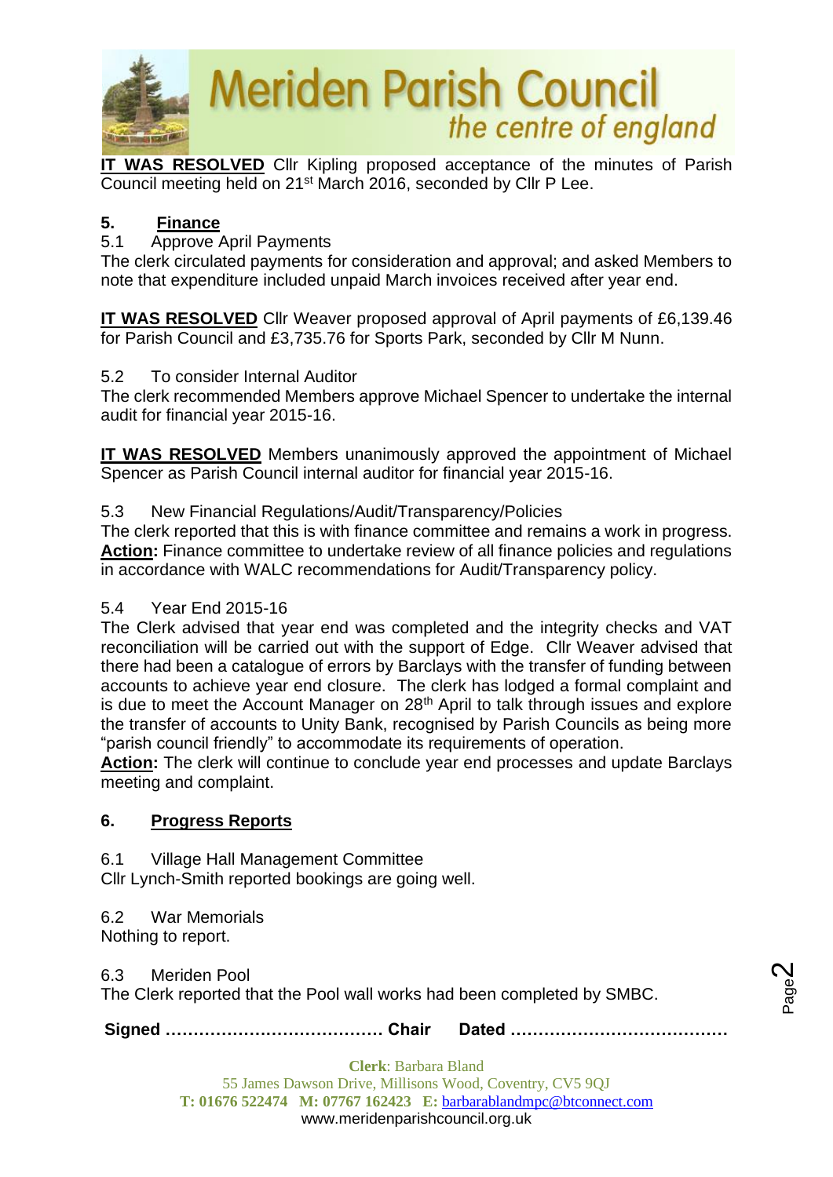**IT WAS RESOLVED** Cllr Kipling proposed acceptance of the minutes of Parish Council meeting held on 21st March 2016, seconded by Cllr P Lee.

## 5. Finance

5.1 Approve April Payments

The clerk circulated payments for consideration and approval; and asked Members to note that expenditure included unpaid March invoices received after year end.

**IT WAS RESOLVED** Cllr Weaver proposed approval of April payments of £6,139.46 for Parish Council and £3,735.76 for Sports Park, seconded by Cllr M Nunn.

5.2 To consider Internal Auditor

The clerk recommended Members approve Michael Spencer to undertake the internal audit for financial year 2015-16.

**IT WAS RESOLVED** Members unanimously approved the appointment of Michael Spencer as Parish Council internal auditor for financial year 2015-16.

5.3 New Financial Regulations/Audit/Transparency/Policies

The clerk reported that this is with finance committee and remains a work in progress.
**Action:** Finance committee to undertake review of all finance policies and regulations in accordance with WALC recommendations for Audit/Transparency policy.

5.4 Year End 2015-16

The Clerk advised that year end was completed and the integrity checks and VAT reconciliation will be carried out with the support of Edge. Cllr Weaver advised that there had been a catalogue of errors by Barclays with the transfer of funding between accounts to achieve year end closure. The clerk has lodged a formal complaint and is due to meet the Account Manager on 28th April to talk through issues and explore the transfer of accounts to Unity Bank, recognised by Parish Councils as being more "parish council friendly" to accommodate its requirements of operation.
**Action:** The clerk will continue to conclude year end processes and update Barclays meeting and complaint.

## 6. Progress Reports

6.1 Village Hall Management Committee

Cllr Lynch-Smith reported bookings are going well.

6.2 War Memorials

Nothing to report.

6.3 Meriden Pool

The Clerk reported that the Pool wall works had been completed by SMBC.

**Signed ………………………………… Chair Dated …………………………………**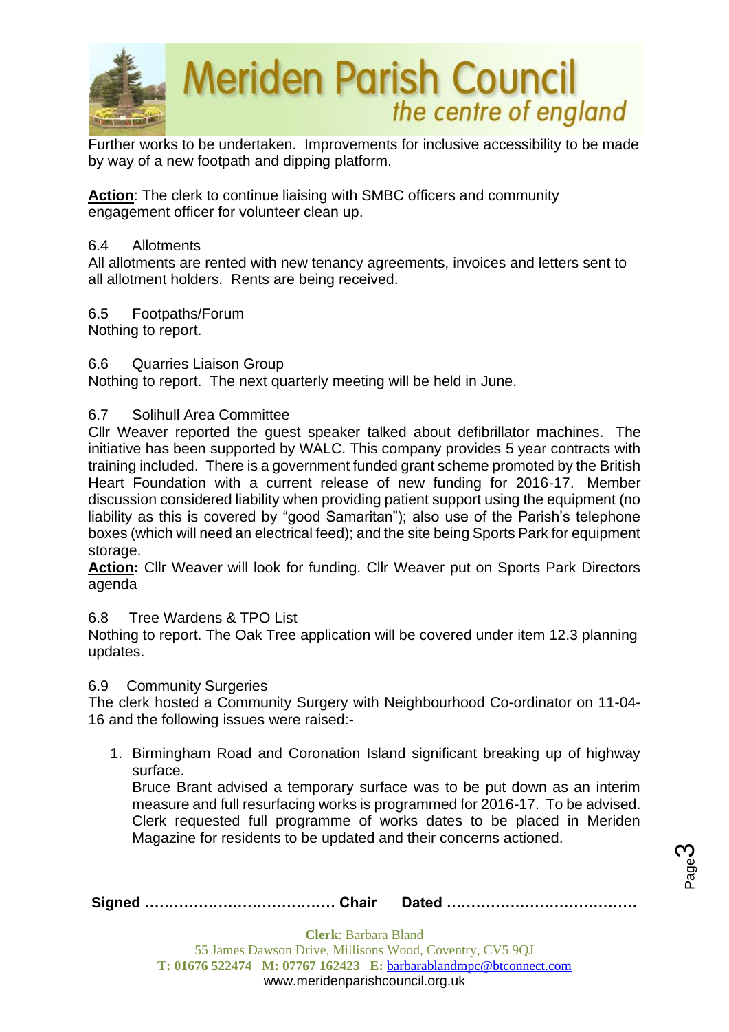Further works to be undertaken. Improvements for inclusive accessibility to be made by way of a new footpath and dipping platform.

**Action**: The clerk to continue liaising with SMBC officers and community engagement officer for volunteer clean up.

6.4 Allotments

All allotments are rented with new tenancy agreements, invoices and letters sent to all allotment holders. Rents are being received.

6.5 Footpaths/Forum

Nothing to report.

6.6 Quarries Liaison Group

Nothing to report. The next quarterly meeting will be held in June.

6.7 Solihull Area Committee

Cllr Weaver reported the guest speaker talked about defibrillator machines. The initiative has been supported by WALC. This company provides 5 year contracts with training included. There is a government funded grant scheme promoted by the British Heart Foundation with a current release of new funding for 2016-17. Member discussion considered liability when providing patient support using the equipment (no liability as this is covered by "good Samaritan"); also use of the Parish's telephone boxes (which will need an electrical feed); and the site being Sports Park for equipment storage.

**Action:** Cllr Weaver will look for funding. Cllr Weaver put on Sports Park Directors agenda

6.8 Tree Wardens & TPO List

Nothing to report. The Oak Tree application will be covered under item 12.3 planning updates.

6.9 Community Surgeries

The clerk hosted a Community Surgery with Neighbourhood Co-ordinator on 11-04-16 and the following issues were raised:-

1. Birmingham Road and Coronation Island significant breaking up of highway surface.
   Bruce Brant advised a temporary surface was to be put down as an interim measure and full resurfacing works is programmed for 2016-17. To be advised. Clerk requested full programme of works dates to be placed in Meriden Magazine for residents to be updated and their concerns actioned.

**Signed ………………………………… Chair Dated …………………………………**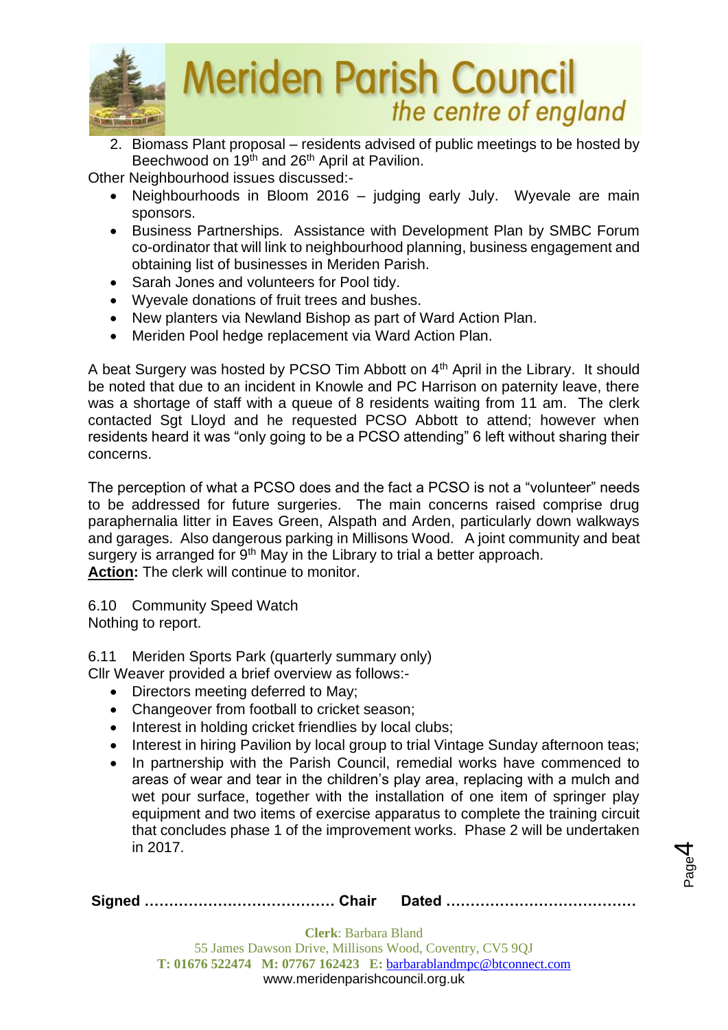2. Biomass Plant proposal – residents advised of public meetings to be hosted by Beechwood on 19th and 26th April at Pavilion.

Other Neighbourhood issues discussed:-

- Neighbourhoods in Bloom 2016 – judging early July. Wyevale are main sponsors.
- Business Partnerships. Assistance with Development Plan by SMBC Forum co-ordinator that will link to neighbourhood planning, business engagement and obtaining list of businesses in Meriden Parish.
- Sarah Jones and volunteers for Pool tidy.
- Wyevale donations of fruit trees and bushes.
- New planters via Newland Bishop as part of Ward Action Plan.
- Meriden Pool hedge replacement via Ward Action Plan.

A beat Surgery was hosted by PCSO Tim Abbott on 4th April in the Library. It should be noted that due to an incident in Knowle and PC Harrison on paternity leave, there was a shortage of staff with a queue of 8 residents waiting from 11 am. The clerk contacted Sgt Lloyd and he requested PCSO Abbott to attend; however when residents heard it was "only going to be a PCSO attending" 6 left without sharing their concerns.

The perception of what a PCSO does and the fact a PCSO is not a "volunteer" needs to be addressed for future surgeries. The main concerns raised comprise drug paraphernalia litter in Eaves Green, Alspath and Arden, particularly down walkways and garages. Also dangerous parking in Millisons Wood. A joint community and beat surgery is arranged for 9th May in the Library to trial a better approach.

**Action:** The clerk will continue to monitor.

6.10 Community Speed Watch

Nothing to report.

6.11 Meriden Sports Park (quarterly summary only)

Cllr Weaver provided a brief overview as follows:-

- Directors meeting deferred to May;
- Changeover from football to cricket season;
- Interest in holding cricket friendlies by local clubs;
- Interest in hiring Pavilion by local group to trial Vintage Sunday afternoon teas;
- In partnership with the Parish Council, remedial works have commenced to areas of wear and tear in the children's play area, replacing with a mulch and wet pour surface, together with the installation of one item of springer play equipment and two items of exercise apparatus to complete the training circuit that concludes phase 1 of the improvement works. Phase 2 will be undertaken in 2017.

**Signed ………………………………… Chair Dated …………………………………**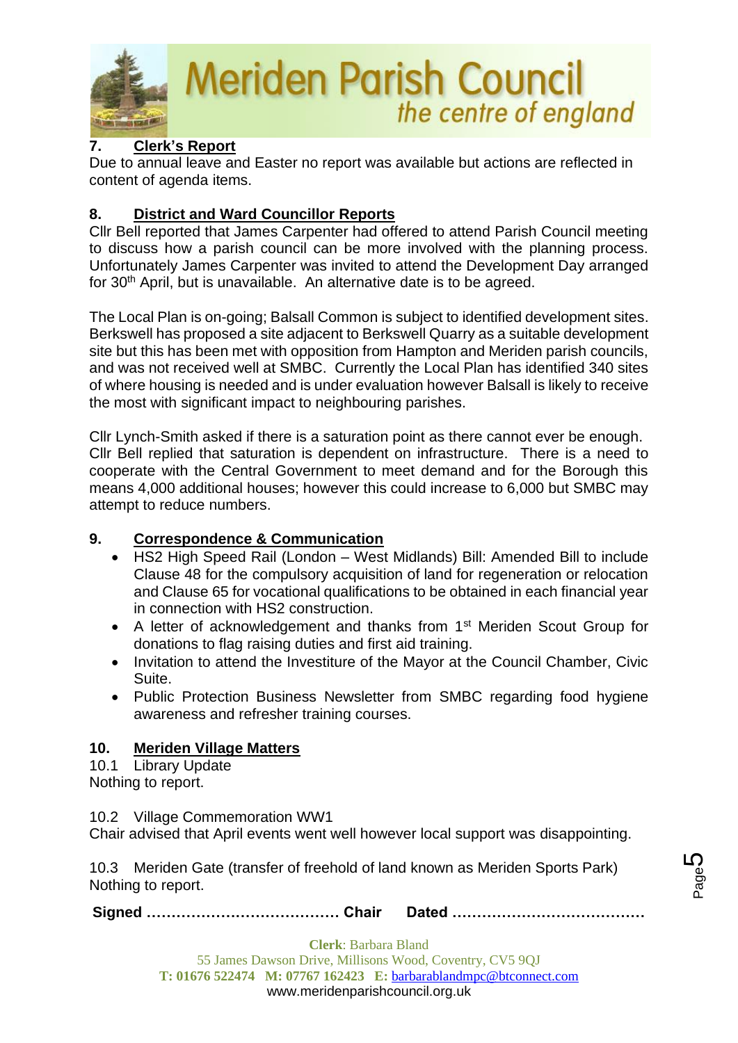## 7. Clerk's Report

Due to annual leave and Easter no report was available but actions are reflected in content of agenda items.

## 8. District and Ward Councillor Reports

Cllr Bell reported that James Carpenter had offered to attend Parish Council meeting to discuss how a parish council can be more involved with the planning process. Unfortunately James Carpenter was invited to attend the Development Day arranged for 30th April, but is unavailable. An alternative date is to be agreed.

The Local Plan is on-going; Balsall Common is subject to identified development sites. Berkswell has proposed a site adjacent to Berkswell Quarry as a suitable development site but this has been met with opposition from Hampton and Meriden parish councils, and was not received well at SMBC. Currently the Local Plan has identified 340 sites of where housing is needed and is under evaluation however Balsall is likely to receive the most with significant impact to neighbouring parishes.

Cllr Lynch-Smith asked if there is a saturation point as there cannot ever be enough. Cllr Bell replied that saturation is dependent on infrastructure. There is a need to cooperate with the Central Government to meet demand and for the Borough this means 4,000 additional houses; however this could increase to 6,000 but SMBC may attempt to reduce numbers.

## 9. Correspondence & Communication

- HS2 High Speed Rail (London – West Midlands) Bill: Amended Bill to include Clause 48 for the compulsory acquisition of land for regeneration or relocation and Clause 65 for vocational qualifications to be obtained in each financial year in connection with HS2 construction.
- A letter of acknowledgement and thanks from 1st Meriden Scout Group for donations to flag raising duties and first aid training.
- Invitation to attend the Investiture of the Mayor at the Council Chamber, Civic Suite.
- Public Protection Business Newsletter from SMBC regarding food hygiene awareness and refresher training courses.

## 10. Meriden Village Matters

10.1 Library Update

Nothing to report.

10.2 Village Commemoration WW1

Chair advised that April events went well however local support was disappointing.

10.3 Meriden Gate (transfer of freehold of land known as Meriden Sports Park)

Nothing to report.

**Signed ………………………………… Chair Dated …………………………………**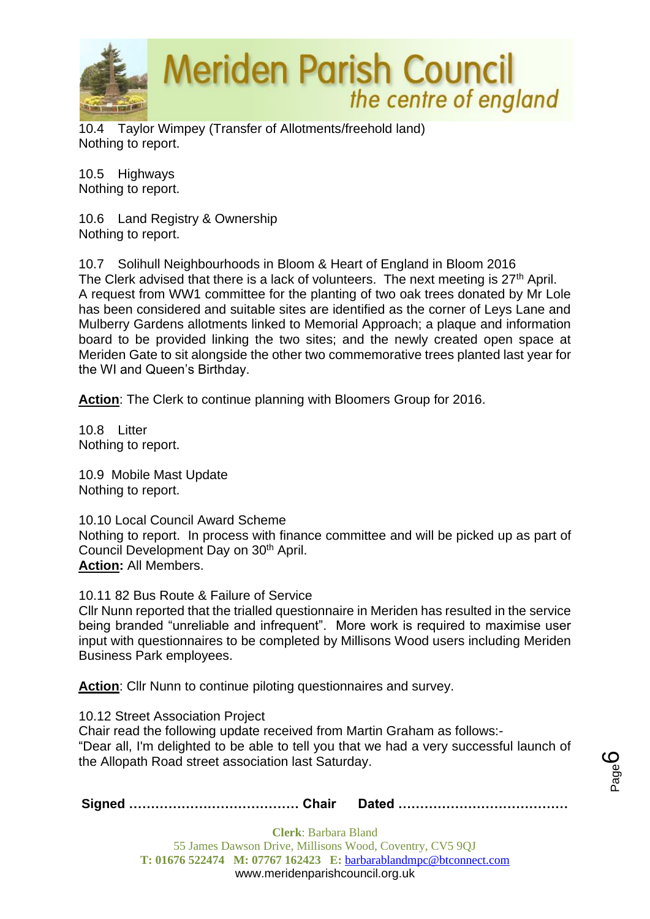10.4 Taylor Wimpey (Transfer of Allotments/freehold land)
Nothing to report.

10.5 Highways
Nothing to report.

10.6 Land Registry & Ownership
Nothing to report.

10.7 Solihull Neighbourhoods in Bloom & Heart of England in Bloom 2016
The Clerk advised that there is a lack of volunteers. The next meeting is 27th April. A request from WW1 committee for the planting of two oak trees donated by Mr Lole has been considered and suitable sites are identified as the corner of Leys Lane and Mulberry Gardens allotments linked to Memorial Approach; a plaque and information board to be provided linking the two sites; and the newly created open space at Meriden Gate to sit alongside the other two commemorative trees planted last year for the WI and Queen's Birthday.

**Action**: The Clerk to continue planning with Bloomers Group for 2016.

10.8 Litter
Nothing to report.

10.9 Mobile Mast Update
Nothing to report.

10.10 Local Council Award Scheme
Nothing to report. In process with finance committee and will be picked up as part of Council Development Day on 30th April.
**Action:** All Members.

10.11 82 Bus Route & Failure of Service
Cllr Nunn reported that the trialled questionnaire in Meriden has resulted in the service being branded "unreliable and infrequent". More work is required to maximise user input with questionnaires to be completed by Millisons Wood users including Meriden Business Park employees.

**Action**: Cllr Nunn to continue piloting questionnaires and survey.

10.12 Street Association Project
Chair read the following update received from Martin Graham as follows:-
"Dear all, I'm delighted to be able to tell you that we had a very successful launch of the Allopath Road street association last Saturday.

**Signed ………………………………… Chair Dated …………………………………**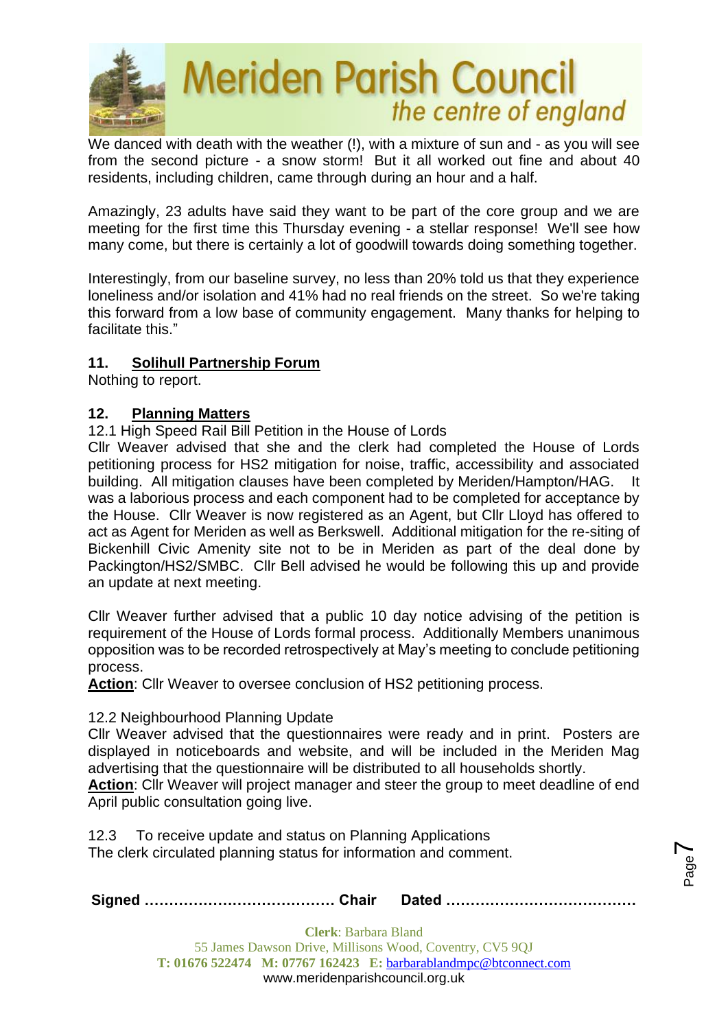We danced with death with the weather (!), with a mixture of sun and - as you will see from the second picture - a snow storm! But it all worked out fine and about 40 residents, including children, came through during an hour and a half.

Amazingly, 23 adults have said they want to be part of the core group and we are meeting for the first time this Thursday evening - a stellar response! We'll see how many come, but there is certainly a lot of goodwill towards doing something together.

Interestingly, from our baseline survey, no less than 20% told us that they experience loneliness and/or isolation and 41% had no real friends on the street. So we're taking this forward from a low base of community engagement. Many thanks for helping to facilitate this."

**11. Solihull Partnership Forum**

Nothing to report.

**12. Planning Matters**

12.1 High Speed Rail Bill Petition in the House of Lords

Cllr Weaver advised that she and the clerk had completed the House of Lords petitioning process for HS2 mitigation for noise, traffic, accessibility and associated building. All mitigation clauses have been completed by Meriden/Hampton/HAG. It was a laborious process and each component had to be completed for acceptance by the House. Cllr Weaver is now registered as an Agent, but Cllr Lloyd has offered to act as Agent for Meriden as well as Berkswell. Additional mitigation for the re-siting of Bickenhill Civic Amenity site not to be in Meriden as part of the deal done by Packington/HS2/SMBC. Cllr Bell advised he would be following this up and provide an update at next meeting.

Cllr Weaver further advised that a public 10 day notice advising of the petition is requirement of the House of Lords formal process. Additionally Members unanimous opposition was to be recorded retrospectively at May's meeting to conclude petitioning process.

**Action**: Cllr Weaver to oversee conclusion of HS2 petitioning process.

12.2 Neighbourhood Planning Update

Cllr Weaver advised that the questionnaires were ready and in print. Posters are displayed in noticeboards and website, and will be included in the Meriden Mag advertising that the questionnaire will be distributed to all households shortly.

**Action**: Cllr Weaver will project manager and steer the group to meet deadline of end April public consultation going live.

12.3 To receive update and status on Planning Applications

The clerk circulated planning status for information and comment.

**Signed** ………………………………… **Chair** **Dated** …………………………………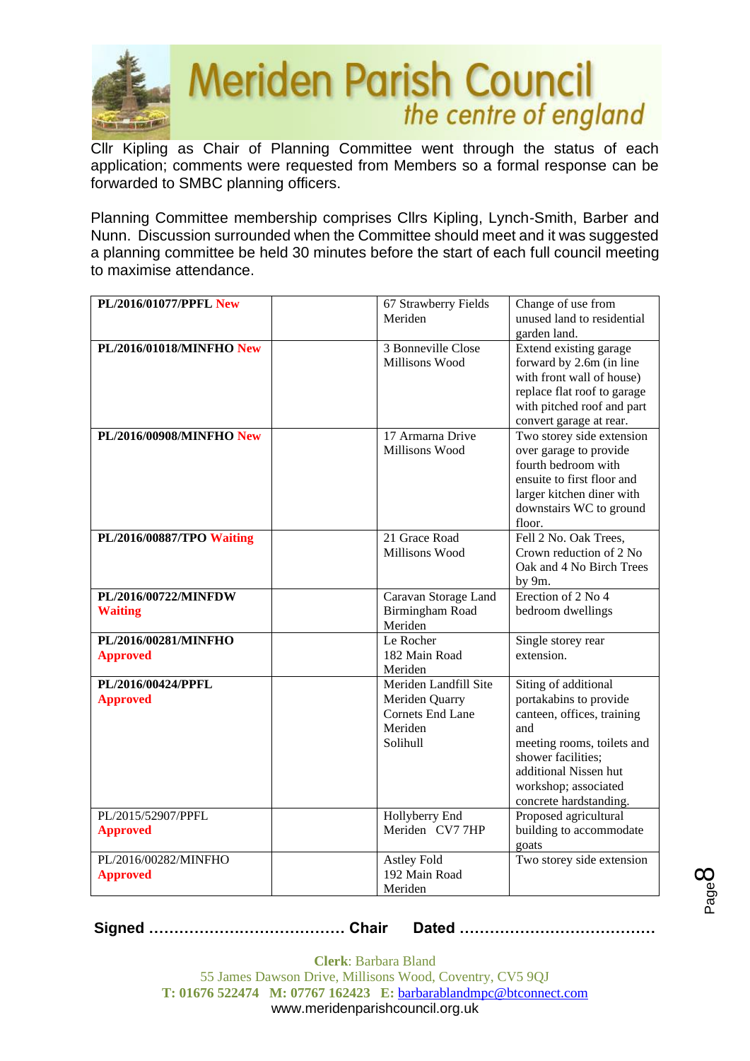Cllr Kipling as Chair of Planning Committee went through the status of each application; comments were requested from Members so a formal response can be forwarded to SMBC planning officers.

Planning Committee membership comprises Cllrs Kipling, Lynch-Smith, Barber and Nunn. Discussion surrounded when the Committee should meet and it was suggested a planning committee be held 30 minutes before the start of each full council meeting to maximise attendance.

| | | | |
|---|---|---|---|
| **PL/2016/01077/PPFL New** | | 67 Strawberry Fields Meriden | Change of use from unused land to residential garden land. |
| **PL/2016/01018/MINFHO New** | | 3 Bonneville Close Millisons Wood | Extend existing garage forward by 2.6m (in line with front wall of house) replace flat roof to garage with pitched roof and part convert garage at rear. |
| **PL/2016/00908/MINFHO New** | | 17 Armarna Drive Millisons Wood | Two storey side extension over garage to provide fourth bedroom with ensuite to first floor and larger kitchen diner with downstairs WC to ground floor. |
| **PL/2016/00887/TPO Waiting** | | 21 Grace Road Millisons Wood | Fell 2 No. Oak Trees, Crown reduction of 2 No Oak and 4 No Birch Trees by 9m. |
| **PL/2016/00722/MINFDW Waiting** | | Caravan Storage Land Birmingham Road Meriden | Erection of 2 No 4 bedroom dwellings |
| **PL/2016/00281/MINFHO Approved** | | Le Rocher 182 Main Road Meriden | Single storey rear extension. |
| **PL/2016/00424/PPFL Approved** | | Meriden Landfill Site Meriden Quarry Cornets End Lane Meriden Solihull | Siting of additional portakabins to provide canteen, offices, training and meeting rooms, toilets and shower facilities; additional Nissen hut workshop; associated concrete hardstanding. |
| PL/2015/52907/PPFL **Approved** | | Hollyberry End Meriden CV7 7HP | Proposed agricultural building to accommodate goats |
| PL/2016/00282/MINFHO **Approved** | | Astley Fold 192 Main Road Meriden | Two storey side extension |

**Signed ………………………………… Chair Dated …………………………………**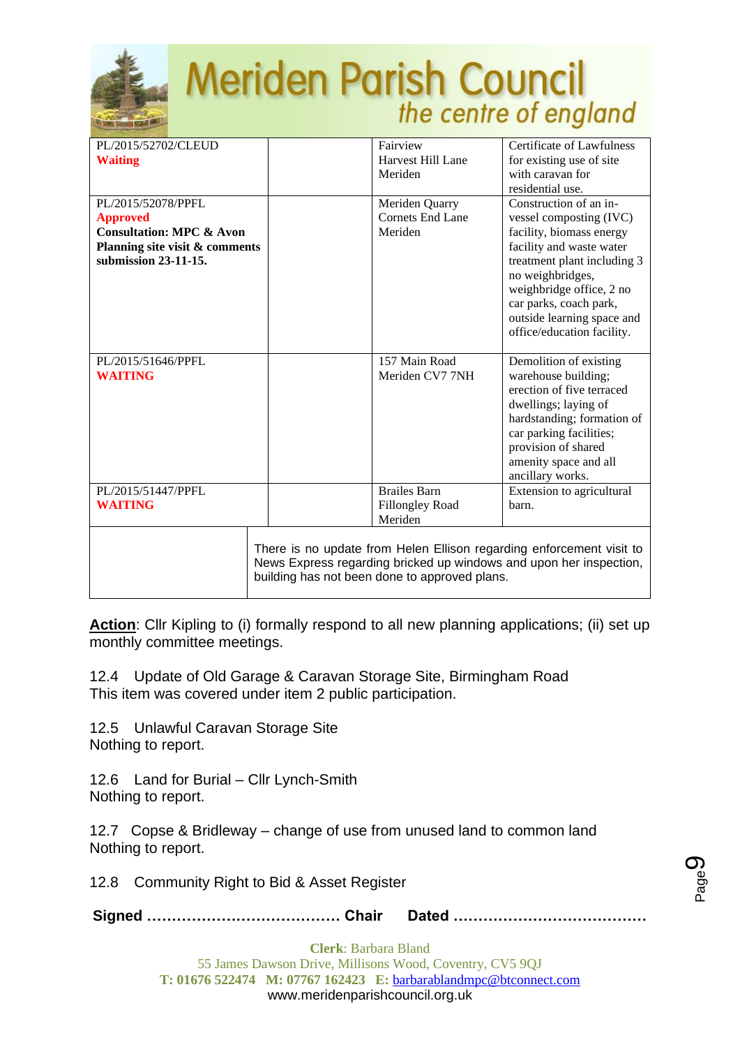| | | | |
|---|---|---|---|
| PL/2015/52702/CLEUD<br>**Waiting** | | Fairview<br>Harvest Hill Lane<br>Meriden | Certificate of Lawfulness for existing use of site with caravan for residential use. |
| PL/2015/52078/PPFL<br>**Approved**<br>**Consultation: MPC & Avon Planning site visit & comments submission 23-11-15.** | | Meriden Quarry<br>Cornets End Lane<br>Meriden | Construction of an in-vessel composting (IVC) facility, biomass energy facility and waste water treatment plant including 3 no weighbridges, weighbridge office, 2 no car parks, coach park, outside learning space and office/education facility. |
| PL/2015/51646/PPFL<br>**WAITING** | | 157 Main Road<br>Meriden CV7 7NH | Demolition of existing warehouse building; erection of five terraced dwellings; laying of hardstanding; formation of car parking facilities; provision of shared amenity space and all ancillary works. |
| PL/2015/51447/PPFL<br>**WAITING** | | Brailes Barn<br>Fillongley Road<br>Meriden | Extension to agricultural barn. |
| | There is no update from Helen Ellison regarding enforcement visit to News Express regarding bricked up windows and upon her inspection, building has not been done to approved plans. | | |

**Action**: Cllr Kipling to (i) formally respond to all new planning applications; (ii) set up monthly committee meetings.

12.4 Update of Old Garage & Caravan Storage Site, Birmingham Road
This item was covered under item 2 public participation.

12.5 Unlawful Caravan Storage Site
Nothing to report.

12.6 Land for Burial – Cllr Lynch-Smith
Nothing to report.

12.7 Copse & Bridleway – change of use from unused land to common land
Nothing to report.

12.8 Community Right to Bid & Asset Register

**Signed ………………………………… Chair  Dated …………………………………**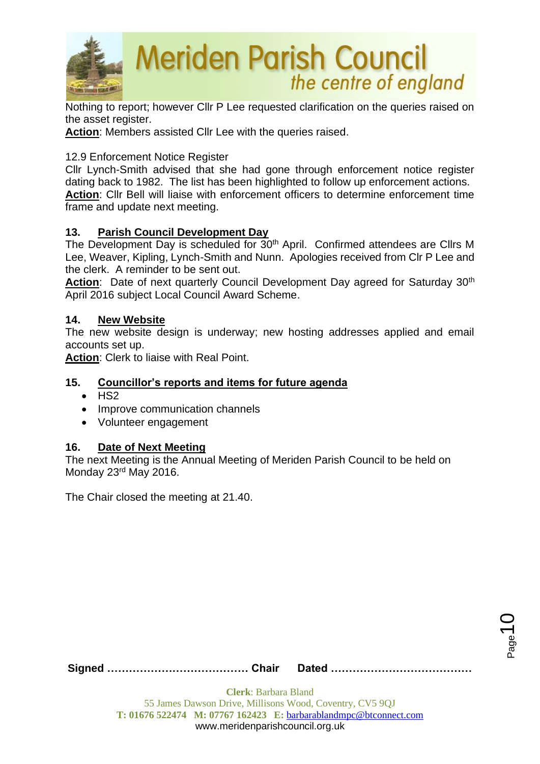Nothing to report; however Cllr P Lee requested clarification on the queries raised on the asset register.

**Action**: Members assisted Cllr Lee with the queries raised.

12.9 Enforcement Notice Register

Cllr Lynch-Smith advised that she had gone through enforcement notice register dating back to 1982. The list has been highlighted to follow up enforcement actions.

**Action**: Cllr Bell will liaise with enforcement officers to determine enforcement time frame and update next meeting.

## 13. Parish Council Development Day

The Development Day is scheduled for 30th April. Confirmed attendees are Cllrs M Lee, Weaver, Kipling, Lynch-Smith and Nunn. Apologies received from Clr P Lee and the clerk. A reminder to be sent out.

**Action**: Date of next quarterly Council Development Day agreed for Saturday 30th April 2016 subject Local Council Award Scheme.

## 14. New Website

The new website design is underway; new hosting addresses applied and email accounts set up.

**Action**: Clerk to liaise with Real Point.

## 15. Councillor's reports and items for future agenda

- HS2
- Improve communication channels
- Volunteer engagement

## 16. Date of Next Meeting

The next Meeting is the Annual Meeting of Meriden Parish Council to be held on Monday 23rd May 2016.

The Chair closed the meeting at 21.40.

**Signed ………………………………… Chair Dated …………………………………**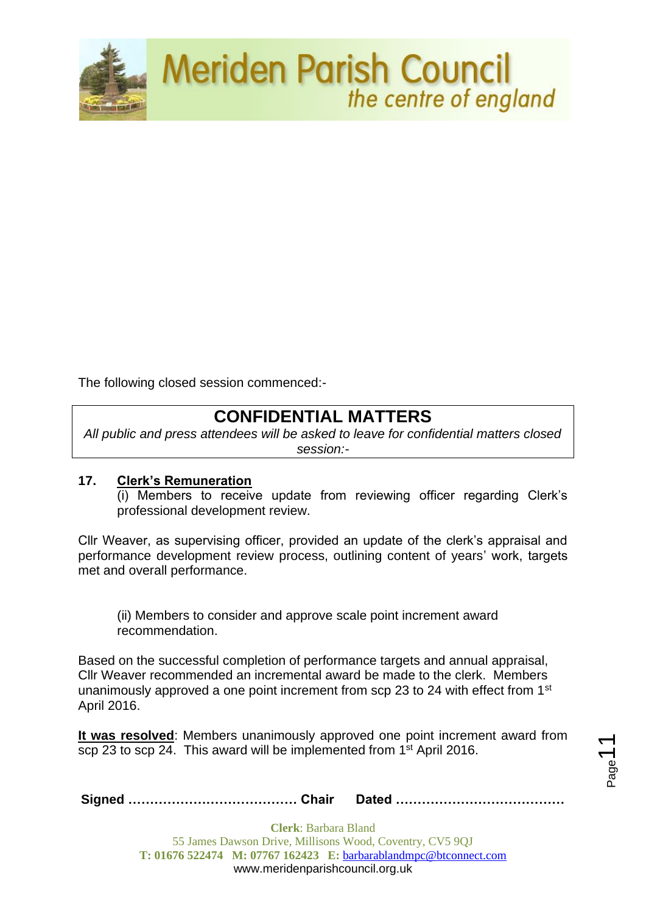The following closed session commenced:-

## CONFIDENTIAL MATTERS

*All public and press attendees will be asked to leave for confidential matters closed session:-*

**17. Clerk's Remuneration**

(i) Members to receive update from reviewing officer regarding Clerk's professional development review.

Cllr Weaver, as supervising officer, provided an update of the clerk's appraisal and performance development review process, outlining content of years' work, targets met and overall performance.

(ii) Members to consider and approve scale point increment award recommendation.

Based on the successful completion of performance targets and annual appraisal, Cllr Weaver recommended an incremental award be made to the clerk. Members unanimously approved a one point increment from scp 23 to 24 with effect from 1st April 2016.

**It was resolved**: Members unanimously approved one point increment award from scp 23 to scp 24. This award will be implemented from 1st April 2016.

**Signed ………………………………… Chair Dated …………………………………**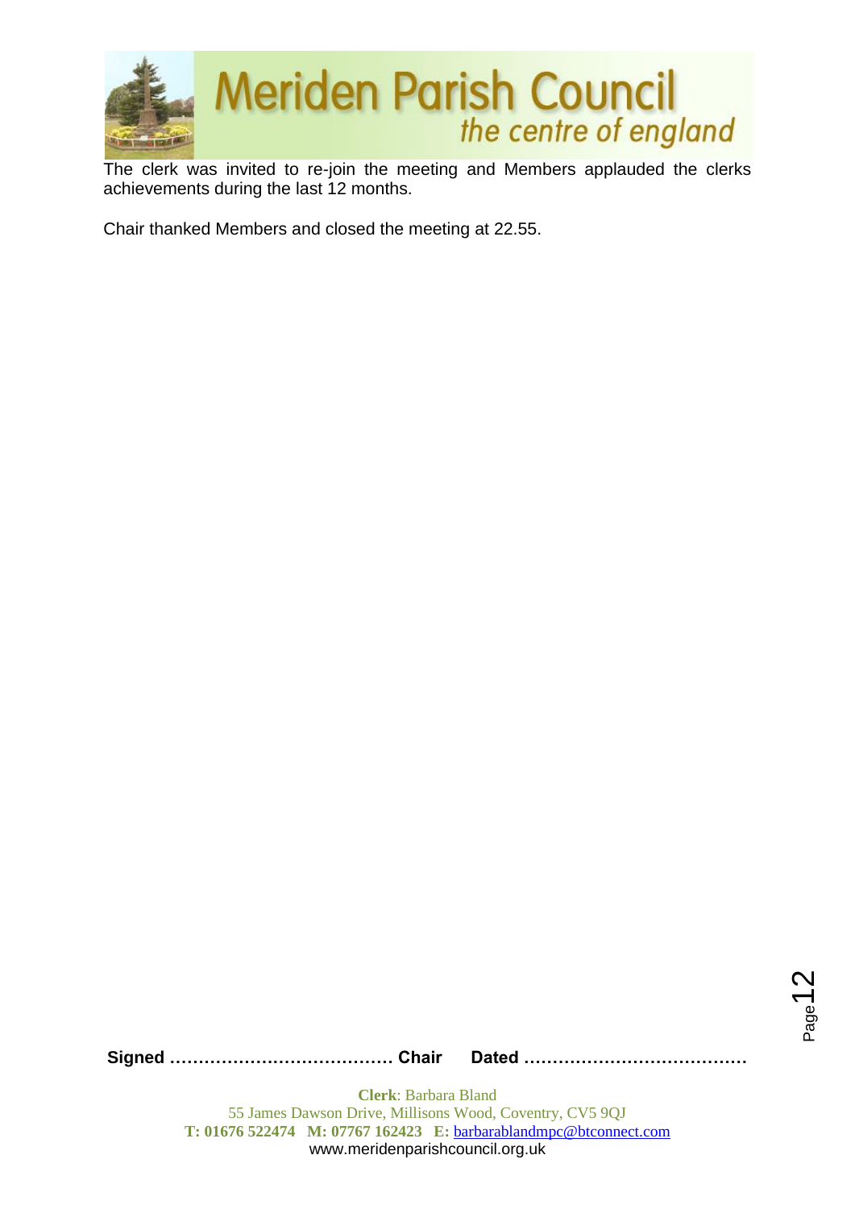The clerk was invited to re-join the meeting and Members applauded the clerks achievements during the last 12 months.

Chair thanked Members and closed the meeting at 22.55.

**Signed ………………………………… Chair Dated …………………………………**